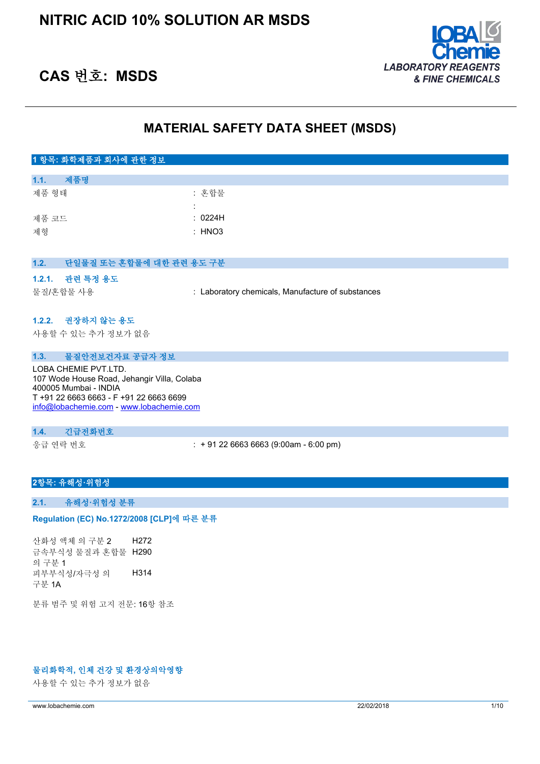# NITRIC ACID 10% SOLUTION AR MSDS

## CAS 번호: MSDS

LOBA Chemie
LABORATORY REAGENTS & FINE CHEMICALS

# MATERIAL SAFETY DATA SHEET (MSDS)

## 1 항목: 화학제품과 회사에 관한 정보

### 1.1. 제품명

| | |
|---|---|
| 제품 형태 | : 혼합물 |
| | : |
| 제품 코드 | : 0224H |
| 제형 | : HNO3 |

### 1.2. 단일물질 또는 혼합물에 대한 관련 용도 구분

#### 1.2.1. 관련 특정 용도

| | |
|---|---|
| 물질/혼합물 사용 | : Laboratory chemicals, Manufacture of substances |

#### 1.2.2. 권장하지 않는 용도

사용할 수 있는 추가 정보가 없음

### 1.3. 물질안전보건자료 공급자 정보

LOBA CHEMIE PVT.LTD.
107 Wode House Road, Jehangir Villa, Colaba
400005 Mumbai - INDIA
T +91 22 6663 6663 - F +91 22 6663 6699
info@lobachemie.com - www.lobachemie.com

### 1.4. 긴급전화번호

| | |
|---|---|
| 응급 연락 번호 | : + 91 22 6663 6663 (9:00am - 6:00 pm) |

## 2항목: 유해성·위험성

### 2.1. 유해성·위험성 분류

**Regulation (EC) No.1272/2008 [CLP]에 따른 분류**

| | |
|---|---|
| 산화성 액체 의 구분 2 | H272 |
| 금속부식성 물질과 혼합물 의 구분 1 | H290 |
| 피부부식성/자극성 의 구분 1A | H314 |

분류 범주 및 위험 고지 전문: 16항 참조

**물리화학적, 인체 건강 및 환경상의악영향**

사용할 수 있는 추가 정보가 없음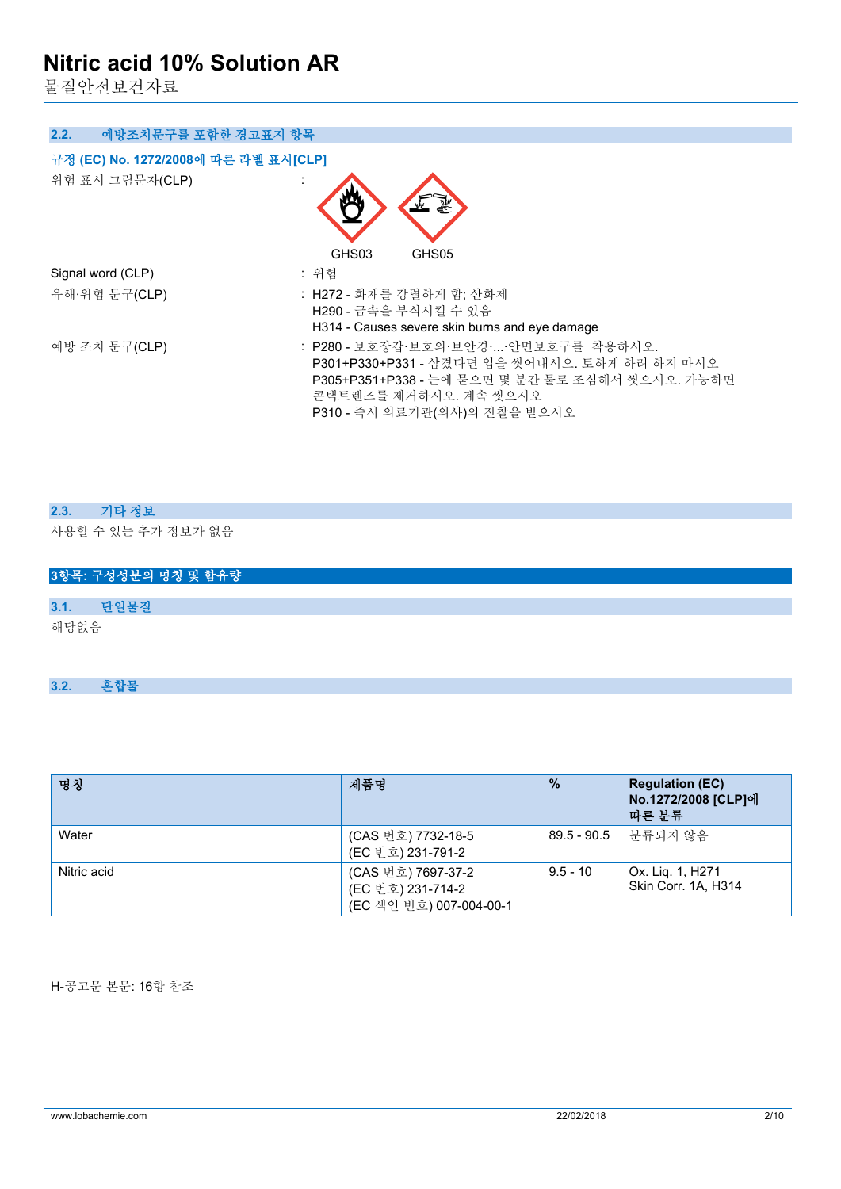### 2.2. 예방조치문구를 포함한 경고표지 항목

**규정 (EC) No. 1272/2008에 따른 라벨 표시[CLP]**

위험 표시 그림문자(CLP) :

GHS03 GHS05

Signal word (CLP) : 위험

유해·위험 문구(CLP) : H272 - 화재를 강렬하게 함; 산화제
H290 - 금속을 부식시킬 수 있음
H314 - Causes severe skin burns and eye damage

예방 조치 문구(CLP) : P280 - 보호장갑·보호의·보안경·...·안면보호구를 착용하시오.
P301+P330+P331 - 삼켰다면 입을 씻어내시오. 토하게 하려 하지 마시오
P305+P351+P338 - 눈에 묻으면 몇 분간 물로 조심해서 씻으시오. 가능하면 콘택트렌즈를 제거하시오. 계속 씻으시오
P310 - 즉시 의료기관(의사)의 진찰을 받으시오

### 2.3. 기타 정보

사용할 수 있는 추가 정보가 없음

## 3항목: 구성성분의 명칭 및 함유량

### 3.1. 단일물질

해당없음

### 3.2. 혼합물

| 명칭 | 제품명 | % | Regulation (EC) No.1272/2008 [CLP]에 따른 분류 |
|---|---|---|---|
| Water | (CAS 번호) 7732-18-5<br>(EC 번호) 231-791-2 | 89.5 - 90.5 | 분류되지 않음 |
| Nitric acid | (CAS 번호) 7697-37-2<br>(EC 번호) 231-714-2<br>(EC 색인 번호) 007-004-00-1 | 9.5 - 10 | Ox. Liq. 1, H271<br>Skin Corr. 1A, H314 |

H-공고문 본문: 16항 참조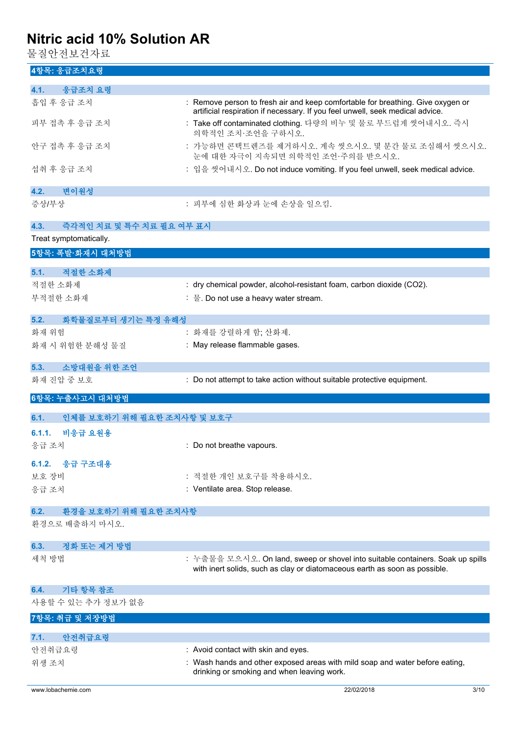## 4항목: 응급조치요령

### 4.1. 응급조치 요령

| | |
|---|---|
| 흡입 후 응급 조치 | : Remove person to fresh air and keep comfortable for breathing. Give oxygen or artificial respiration if necessary. If you feel unwell, seek medical advice. |
| 피부 접촉 후 응급 조치 | : Take off contaminated clothing. 다량의 비누 및 물로 부드럽게 씻어내시오. 즉시 의학적인 조치·조언을 구하시오. |
| 안구 접촉 후 응급 조치 | : 가능하면 콘택트렌즈를 제거하시오. 계속 씻으시오. 몇 분간 물로 조심해서 씻으시오. 눈에 대한 자극이 지속되면 의학적인 조언·주의를 받으시오. |
| 섭취 후 응급 조치 | : 입을 씻어내시오. Do not induce vomiting. If you feel unwell, seek medical advice. |

### 4.2. 변이원성

| | |
|---|---|
| 증상/부상 | : 피부에 심한 화상과 눈에 손상을 일으킴. |

### 4.3. 즉각적인 치료 및 특수 치료 필요 여부 표시

Treat symptomatically.

## 5항목: 폭발·화재시 대처방법

### 5.1. 적절한 소화제

| | |
|---|---|
| 적절한 소화제 | : dry chemical powder, alcohol-resistant foam, carbon dioxide ($CO_2$). |
| 부적절한 소화제 | : 물. Do not use a heavy water stream. |

### 5.2. 화학물질로부터 생기는 특정 유해성

| | |
|---|---|
| 화재 위험 | : 화재를 강렬하게 함; 산화제. |
| 화재 시 위험한 분해성 물질 | : May release flammable gases. |

### 5.3. 소방대원을 위한 조언

| | |
|---|---|
| 화재 진압 중 보호 | : Do not attempt to take action without suitable protective equipment. |

## 6항목: 누출사고시 대처방법

### 6.1. 인체를 보호하기 위해 필요한 조치사항 및 보호구

#### 6.1.1. 비응급 요원용

| | |
|---|---|
| 응급 조치 | : Do not breathe vapours. |

#### 6.1.2. 응급 구조대용

| | |
|---|---|
| 보호 장비 | : 적절한 개인 보호구를 착용하시오. |
| 응급 조치 | : Ventilate area. Stop release. |

### 6.2. 환경을 보호하기 위해 필요한 조치사항

환경으로 배출하지 마시오.

### 6.3. 정화 또는 제거 방법

| | |
|---|---|
| 세척 방법 | : 누출물을 모으시오. On land, sweep or shovel into suitable containers. Soak up spills with inert solids, such as clay or diatomaceous earth as soon as possible. |

### 6.4. 기타 항목 참조

사용할 수 있는 추가 정보가 없음

## 7항목: 취급 및 저장방법

### 7.1. 안전취급요령

| | |
|---|---|
| 안전취급요령 | : Avoid contact with skin and eyes. |
| 위생 조치 | : Wash hands and other exposed areas with mild soap and water before eating, drinking or smoking and when leaving work. |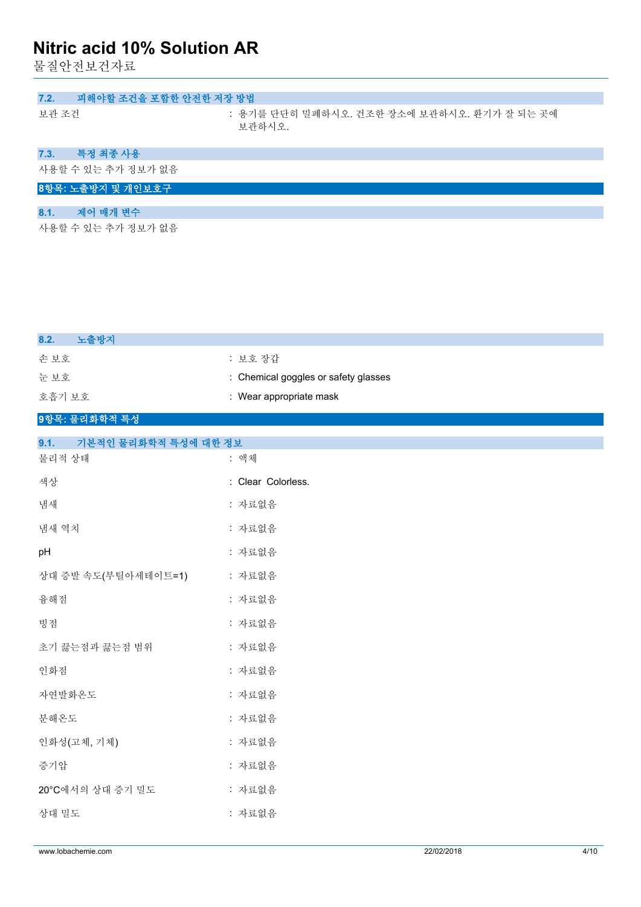### 7.2. 피해야할 조건을 포함한 안전한 저장 방법

| | |
|---|---|
| 보관 조건 | : 용기를 단단히 밀폐하시오. 건조한 장소에 보관하시오. 환기가 잘 되는 곳에 보관하시오. |

### 7.3. 특정 최종 사용

사용할 수 있는 추가 정보가 없음

## 8항목: 노출방지 및 개인보호구

### 8.1. 제어 매개 변수

사용할 수 있는 추가 정보가 없음

### 8.2. 노출방지

| | |
|---|---|
| 손 보호 | : 보호 장갑 |
| 눈 보호 | : Chemical goggles or safety glasses |
| 호흡기 보호 | : Wear appropriate mask |

## 9항목: 물리화학적 특성

### 9.1. 기본적인 물리화학적 특성에 대한 정보

| | |
|---|---|
| 물리적 상태 | : 액체 |
| 색상 | : Clear Colorless. |
| 냄새 | : 자료없음 |
| 냄새 역치 | : 자료없음 |
| pH | : 자료없음 |
| 상대 증발 속도(부틸아세테이트=1) | : 자료없음 |
| 융해점 | : 자료없음 |
| 빙점 | : 자료없음 |
| 초기 끓는점과 끓는점 범위 | : 자료없음 |
| 인화점 | : 자료없음 |
| 자연발화온도 | : 자료없음 |
| 분해온도 | : 자료없음 |
| 인화성(고체, 기체) | : 자료없음 |
| 증기압 | : 자료없음 |
| 20°C에서의 상대 증기 밀도 | : 자료없음 |
| 상대 밀도 | : 자료없음 |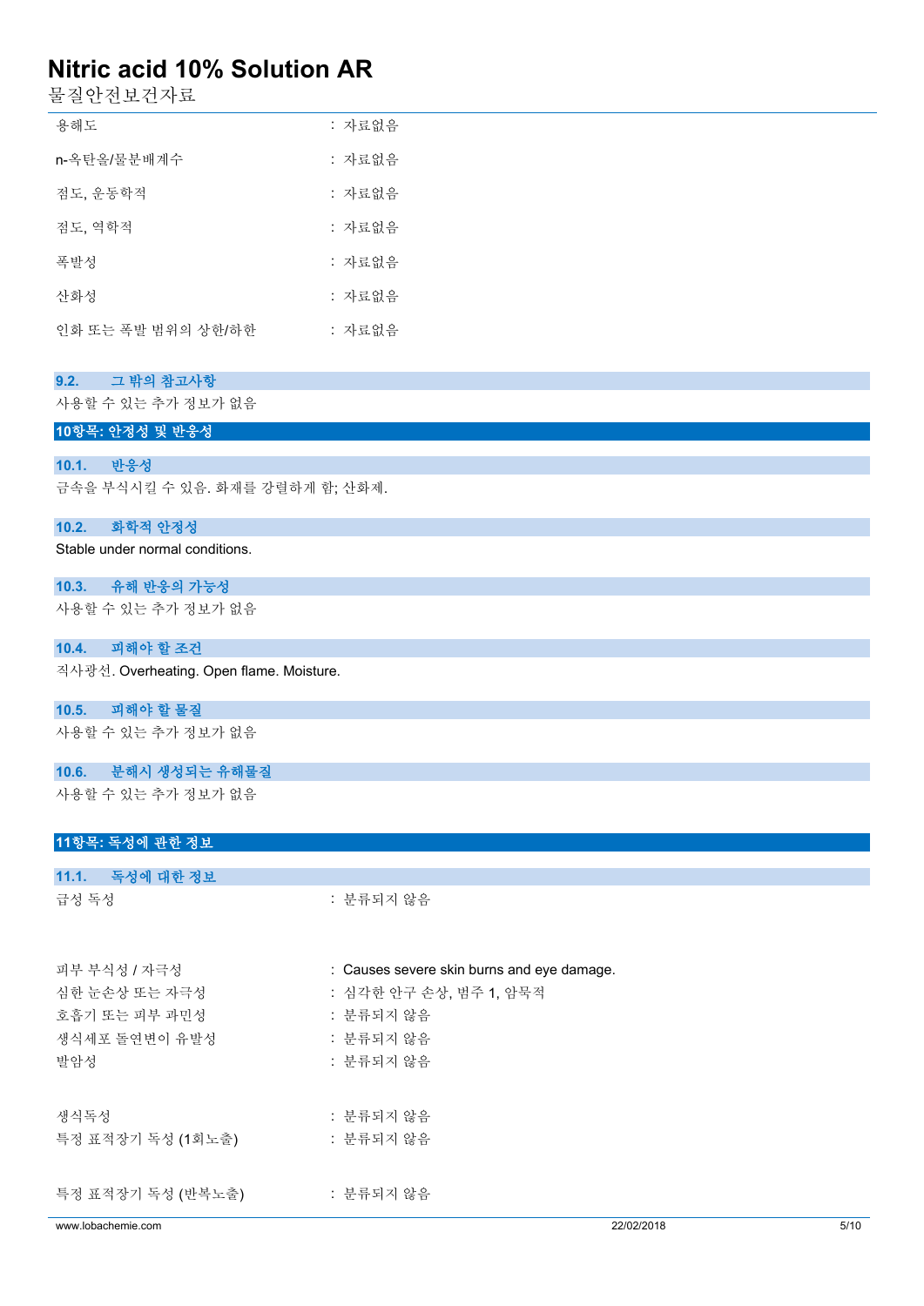| | |
|---|---|
| 용해도 | : 자료없음 |
| n-옥탄올/물분배계수 | : 자료없음 |
| 점도, 운동학적 | : 자료없음 |
| 점도, 역학적 | : 자료없음 |
| 폭발성 | : 자료없음 |
| 산화성 | : 자료없음 |
| 인화 또는 폭발 범위의 상한/하한 | : 자료없음 |

### 9.2. 그 밖의 참고사항

사용할 수 있는 추가 정보가 없음

## 10항목: 안정성 및 반응성

### 10.1. 반응성

금속을 부식시킬 수 있음. 화재를 강렬하게 함; 산화제.

### 10.2. 화학적 안정성

Stable under normal conditions.

### 10.3. 유해 반응의 가능성

사용할 수 있는 추가 정보가 없음

### 10.4. 피해야 할 조건

직사광선. Overheating. Open flame. Moisture.

### 10.5. 피해야 할 물질

사용할 수 있는 추가 정보가 없음

### 10.6. 분해시 생성되는 유해물질

사용할 수 있는 추가 정보가 없음

## 11항목: 독성에 관한 정보

### 11.1. 독성에 대한 정보

| | |
|---|---|
| 급성 독성 | : 분류되지 않음 |
| 피부 부식성 / 자극성 | : Causes severe skin burns and eye damage. |
| 심한 눈손상 또는 자극성 | : 심각한 안구 손상, 범주 1, 암묵적 |
| 호흡기 또는 피부 과민성 | : 분류되지 않음 |
| 생식세포 돌연변이 유발성 | : 분류되지 않음 |
| 발암성 | : 분류되지 않음 |
| 생식독성 | : 분류되지 않음 |
| 특정 표적장기 독성 (1회노출) | : 분류되지 않음 |
| 특정 표적장기 독성 (반복노출) | : 분류되지 않음 |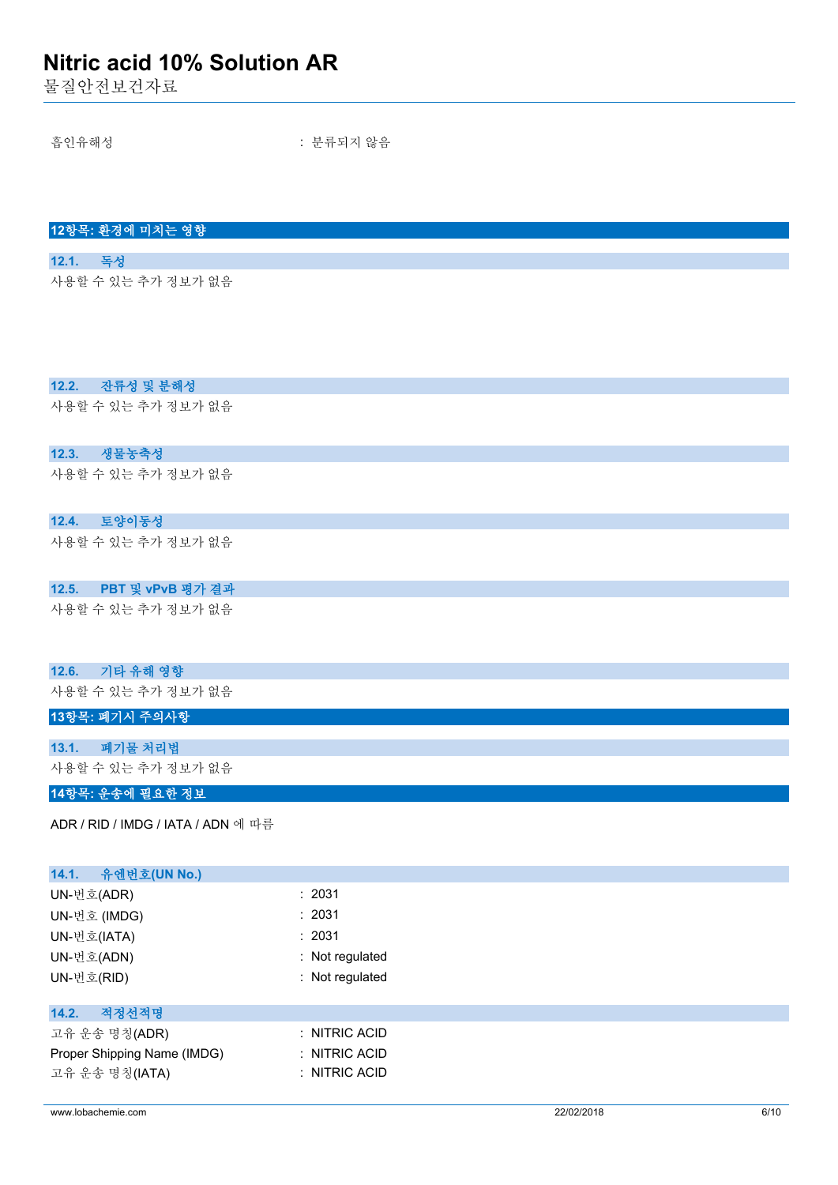흡인유해성 : 분류되지 않음

## 12항목: 환경에 미치는 영향

### 12.1. 독성

사용할 수 있는 추가 정보가 없음

### 12.2. 잔류성 및 분해성

사용할 수 있는 추가 정보가 없음

### 12.3. 생물농축성

사용할 수 있는 추가 정보가 없음

### 12.4. 토양이동성

사용할 수 있는 추가 정보가 없음

### 12.5. PBT 및 vPvB 평가 결과

사용할 수 있는 추가 정보가 없음

### 12.6. 기타 유해 영향

사용할 수 있는 추가 정보가 없음

## 13항목: 폐기시 주의사항

### 13.1. 폐기물 처리법

사용할 수 있는 추가 정보가 없음

## 14항목: 운송에 필요한 정보

ADR / RID / IMDG / IATA / ADN 에 따름

### 14.1. 유엔번호(UN No.)

UN-번호(ADR) : 2031
UN-번호 (IMDG) : 2031
UN-번호(IATA) : 2031
UN-번호(ADN) : Not regulated
UN-번호(RID) : Not regulated

### 14.2. 적정선적명

고유 운송 명칭(ADR) : NITRIC ACID
Proper Shipping Name (IMDG) : NITRIC ACID
고유 운송 명칭(IATA) : NITRIC ACID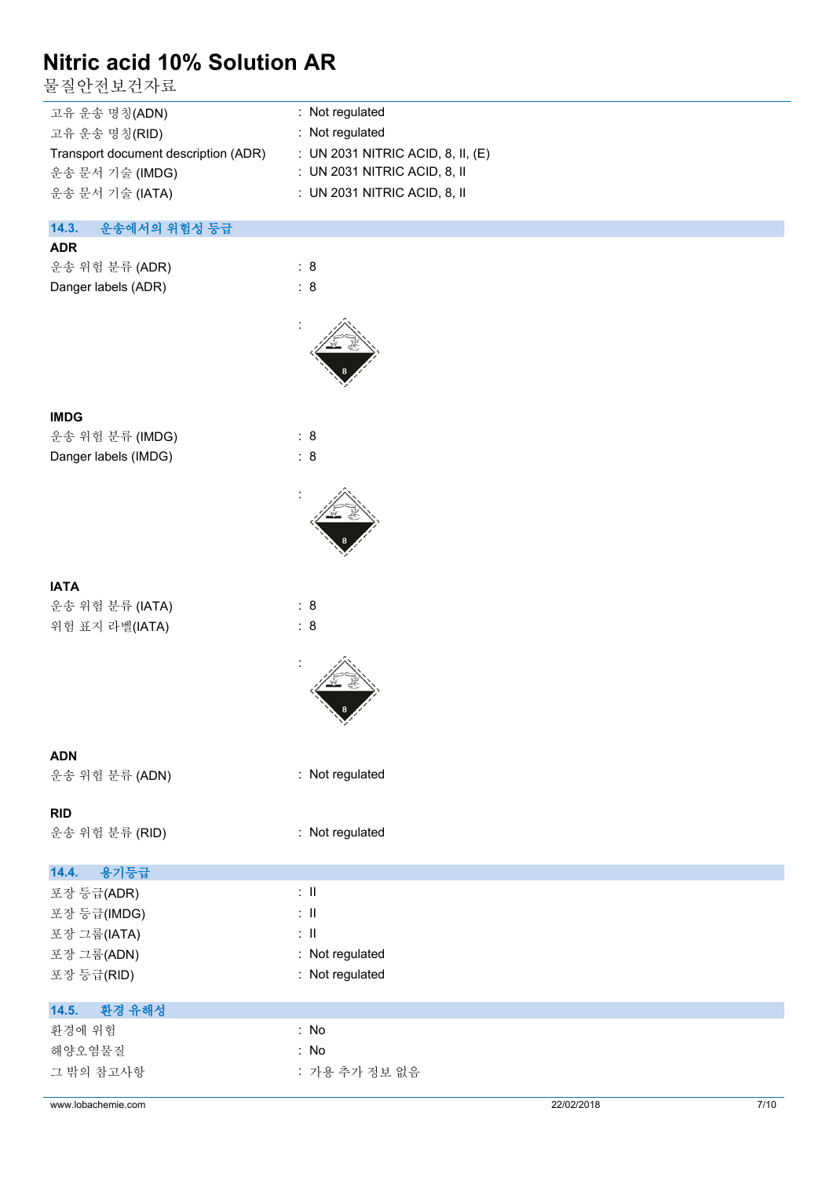| | |
|---|---|
| 고유 운송 명칭(ADN) | : Not regulated |
| 고유 운송 명칭(RID) | : Not regulated |
| Transport document description (ADR) | : UN 2031 NITRIC ACID, 8, II, (E) |
| 운송 문서 기술 (IMDG) | : UN 2031 NITRIC ACID, 8, II |
| 운송 문서 기술 (IATA) | : UN 2031 NITRIC ACID, 8, II |

### 14.3. 운송에서의 위험성 등급

**ADR**

| | |
|---|---|
| 운송 위험 분류 (ADR) | : 8 |
| Danger labels (ADR) | : 8 |

:

**IMDG**

| | |
|---|---|
| 운송 위험 분류 (IMDG) | : 8 |
| Danger labels (IMDG) | : 8 |

:

**IATA**

| | |
|---|---|
| 운송 위험 분류 (IATA) | : 8 |
| 위험 표지 라벨(IATA) | : 8 |

:

**ADN**

| | |
|---|---|
| 운송 위험 분류 (ADN) | : Not regulated |

**RID**

| | |
|---|---|
| 운송 위험 분류 (RID) | : Not regulated |

### 14.4. 용기등급

| | |
|---|---|
| 포장 등급(ADR) | : II |
| 포장 등급(IMDG) | : II |
| 포장 그룹(IATA) | : II |
| 포장 그룹(ADN) | : Not regulated |
| 포장 등급(RID) | : Not regulated |

### 14.5. 환경 유해성

| | |
|---|---|
| 환경에 위험 | : No |
| 해양오염물질 | : No |
| 그 밖의 참고사항 | : 가용 추가 정보 없음 |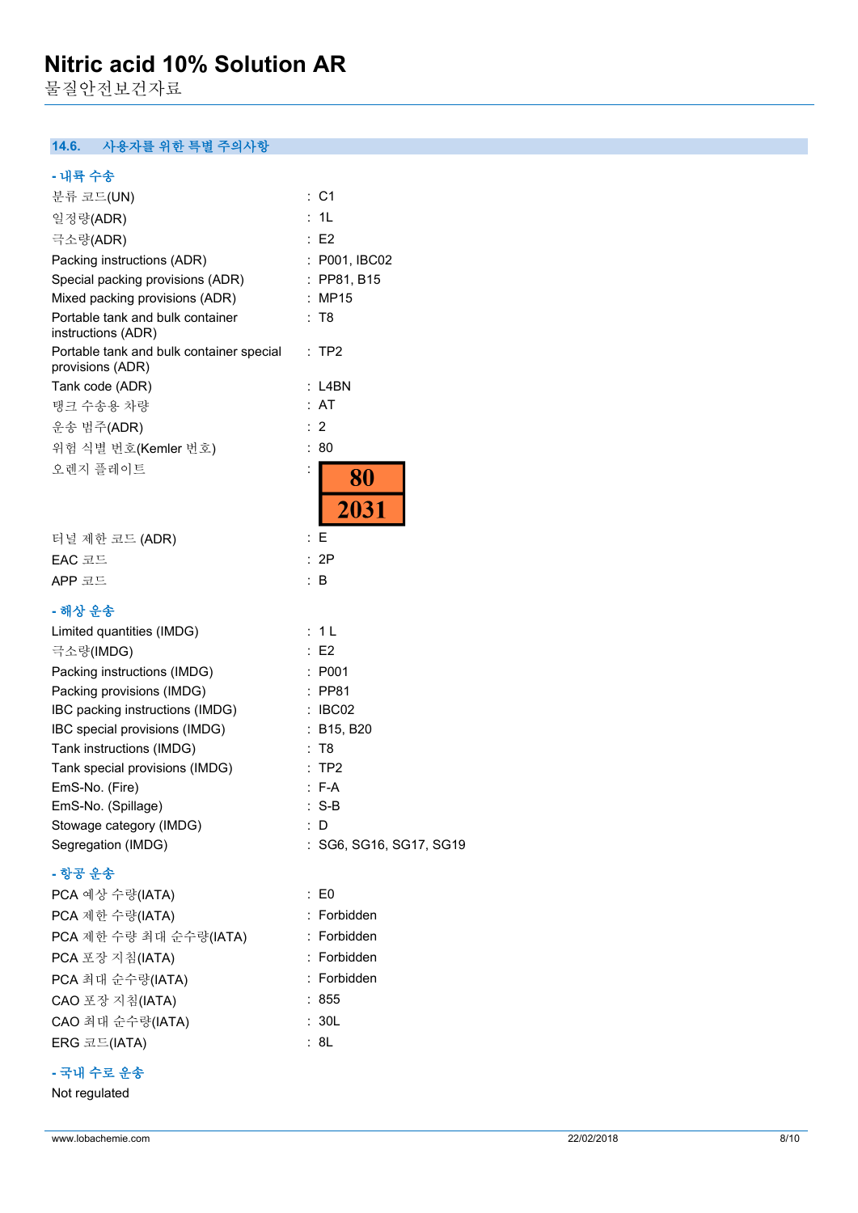### 14.6. 사용자를 위한 특별 주의사항

**- 내륙 수송**

| | |
|---|---|
| 분류 코드(UN) | : C1 |
| 일정량(ADR) | : 1L |
| 극소량(ADR) | : E2 |
| Packing instructions (ADR) | : P001, IBC02 |
| Special packing provisions (ADR) | : PP81, B15 |
| Mixed packing provisions (ADR) | : MP15 |
| Portable tank and bulk container instructions (ADR) | : T8 |
| Portable tank and bulk container special provisions (ADR) | : TP2 |
| Tank code (ADR) | : L4BN |
| 탱크 수송용 차량 | : AT |
| 운송 범주(ADR) | : 2 |
| 위험 식별 번호(Kemler 번호) | : 80 |
| 오렌지 플레이트 | : 80 / 2031 |
| 터널 제한 코드 (ADR) | : E |
| EAC 코드 | : 2P |
| APP 코드 | : B |

**- 해상 운송**

| | |
|---|---|
| Limited quantities (IMDG) | : 1 L |
| 극소량(IMDG) | : E2 |
| Packing instructions (IMDG) | : P001 |
| Packing provisions (IMDG) | : PP81 |
| IBC packing instructions (IMDG) | : IBC02 |
| IBC special provisions (IMDG) | : B15, B20 |
| Tank instructions (IMDG) | : T8 |
| Tank special provisions (IMDG) | : TP2 |
| EmS-No. (Fire) | : F-A |
| EmS-No. (Spillage) | : S-B |
| Stowage category (IMDG) | : D |
| Segregation (IMDG) | : SG6, SG16, SG17, SG19 |

**- 항공 운송**

| | |
|---|---|
| PCA 예상 수량(IATA) | : E0 |
| PCA 제한 수량(IATA) | : Forbidden |
| PCA 제한 수량 최대 순수량(IATA) | : Forbidden |
| PCA 포장 지침(IATA) | : Forbidden |
| PCA 최대 순수량(IATA) | : Forbidden |
| CAO 포장 지침(IATA) | : 855 |
| CAO 최대 순수량(IATA) | : 30L |
| ERG 코드(IATA) | : 8L |

**- 국내 수로 운송**

Not regulated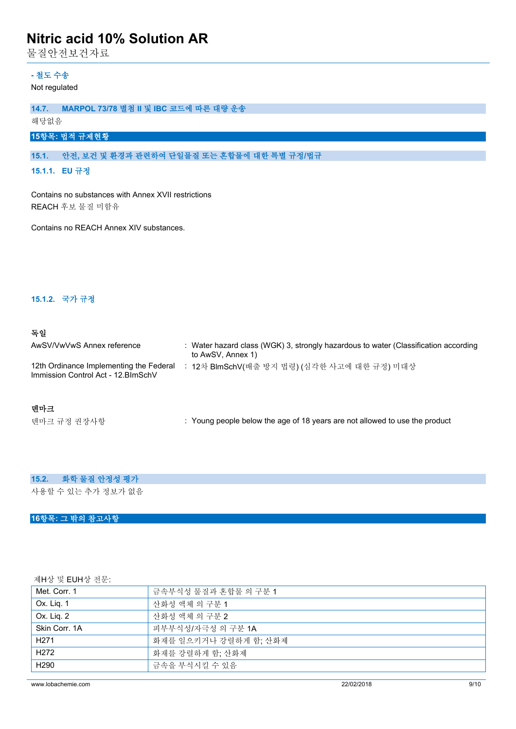- 철도 수송

Not regulated

### 14.7. MARPOL 73/78 별첨 II 및 IBC 코드에 따른 대량 운송

해당없음

## 15항목: 법적 규제현황

### 15.1. 안전, 보건 및 환경과 관련하여 단일물질 또는 혼합물에 대한 특별 규정/법규

#### 15.1.1. EU 규정

Contains no substances with Annex XVII restrictions
REACH 후보 물질 미함유

Contains no REACH Annex XIV substances.

#### 15.1.2. 국가 규정

**독일**

| | |
|---|---|
| AwSV/VwVwS Annex reference | : Water hazard class (WGK) 3, strongly hazardous to water (Classification according to AwSV, Annex 1) |
| 12th Ordinance Implementing the Federal Immission Control Act - 12.BImSchV | : 12차 BImSchV(배출 방지 법령) (심각한 사고에 대한 규정) 미대상 |

**덴마크**

| | |
|---|---|
| 덴마크 규정 권장사항 | : Young people below the age of 18 years are not allowed to use the product |

### 15.2. 화학 물질 안정성 평가

사용할 수 있는 추가 정보가 없음

## 16항목: 그 밖의 참고사항

제H상 및 EUH상 전문:

| | |
|---|---|
| Met. Corr. 1 | 금속부식성 물질과 혼합물 의 구분 1 |
| Ox. Liq. 1 | 산화성 액체 의 구분 1 |
| Ox. Liq. 2 | 산화성 액체 의 구분 2 |
| Skin Corr. 1A | 피부부식성/자극성 의 구분 1A |
| H271 | 화재를 일으키거나 강렬하게 함; 산화제 |
| H272 | 화재를 강렬하게 함; 산화제 |
| H290 | 금속을 부식시킬 수 있음 |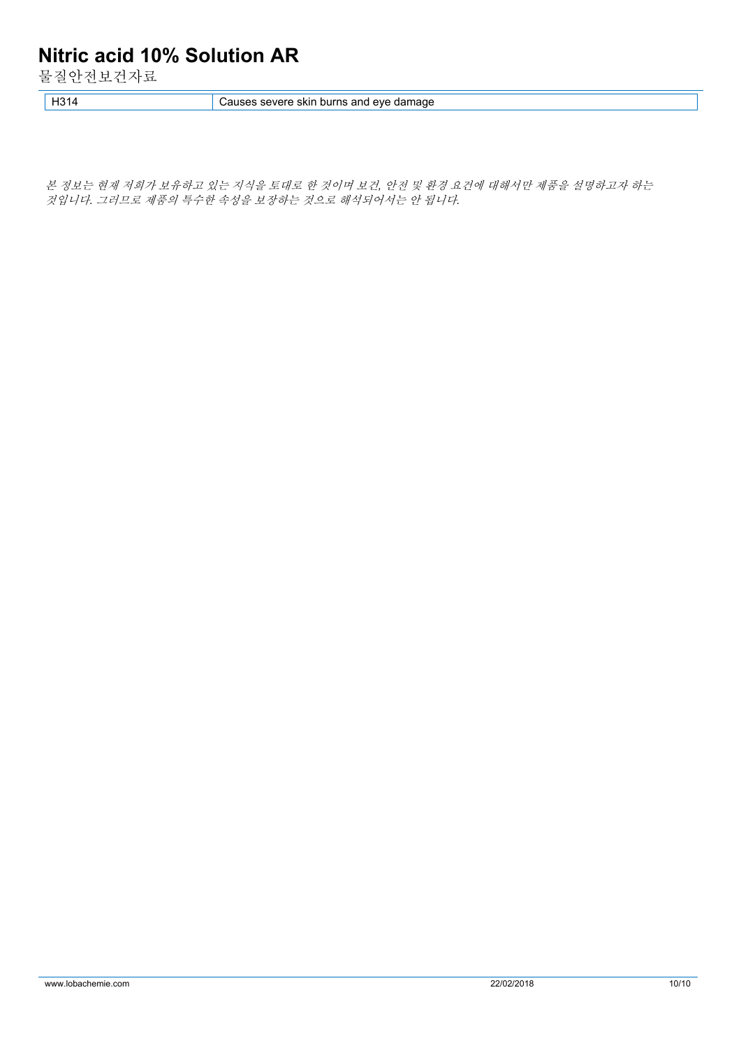| | |
|---|---|
| H314 | Causes severe skin burns and eye damage |

*본 정보는 현재 저희가 보유하고 있는 지식을 토대로 한 것이며 보건, 안전 및 환경 요건에 대해서만 제품을 설명하고자 하는 것입니다. 그러므로 제품의 특수한 속성을 보장하는 것으로 해석되어서는 안 됩니다.*